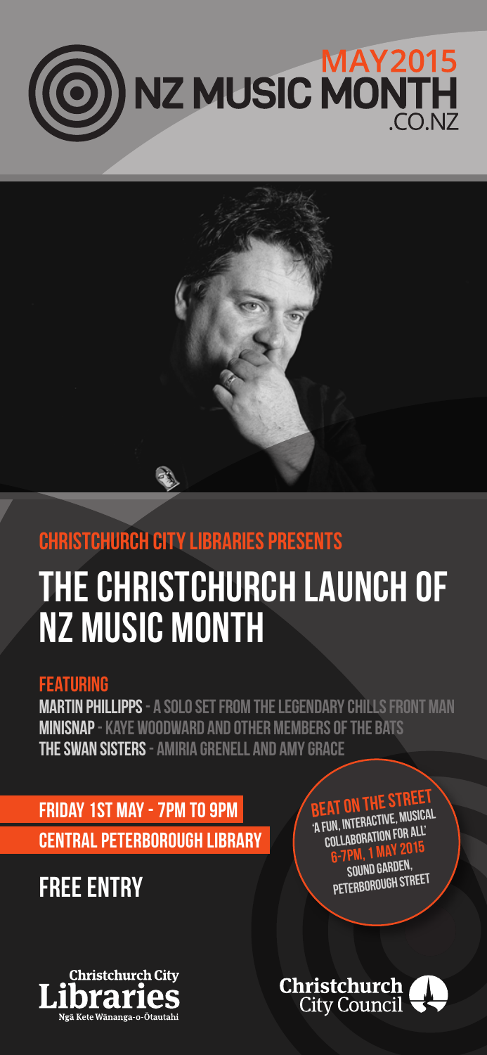# MAY 2015 NZ MUSIC MONTH .CO.NZ

## CHRISTCHURCH CITY LIBRARIES PRESENTS

# THE CHRISTCHURCH LAUNCH OF NZ MUSIC MONTH

### FEATURING

**MARTIN PHILLIPPS** - A SOLO SET FROM THE LEGENDARY CHILLS FRONT MAN
**MINISNAP** - KAYE WOODWARD AND OTHER MEMBERS OF THE BATS
**THE SWAN SISTERS** - AMIRIA GRENELL AND AMY GRACE

**FRIDAY 1ST MAY - 7PM TO 9PM**
**CENTRAL PETERBOROUGH LIBRARY**

## FREE ENTRY

**BEAT ON THE STREET**
'A FUN, INTERACTIVE, MUSICAL COLLABORATION FOR ALL'
6-7PM, 1 MAY 2015
SOUND GARDEN, PETERBOROUGH STREET

Christchurch City Libraries
Ngā Kete Wānanga-o-Ōtautahi

Christchurch City Council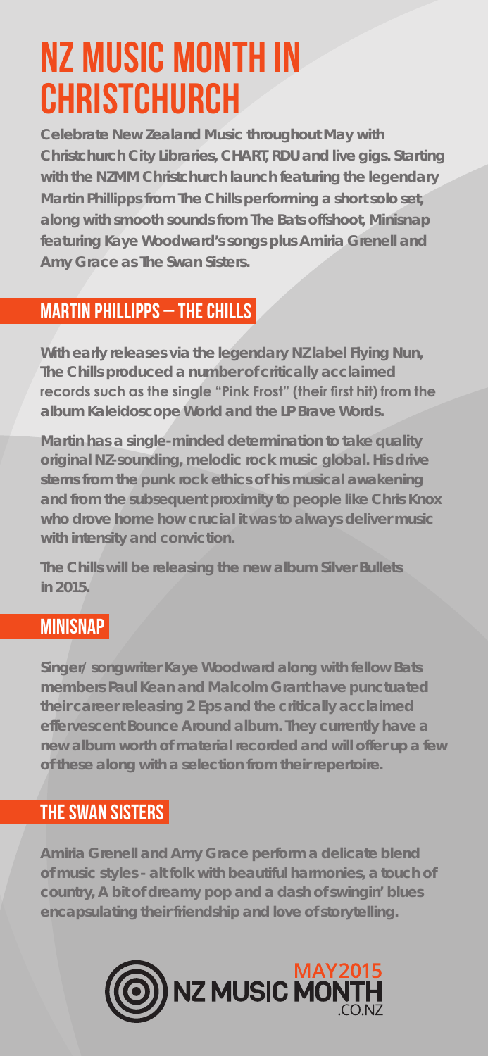# NZ MUSIC MONTH IN CHRISTCHURCH

**Celebrate New Zealand Music throughout May with Christchurch City Libraries, CHART, RDU and live gigs. Starting with the NZMM Christchurch launch featuring the legendary Martin Phillipps from The Chills performing a short solo set, along with smooth sounds from The Bats offshoot, Minisnap featuring Kaye Woodward's songs plus Amiria Grenell and Amy Grace as The Swan Sisters.**

## MARTIN PHILLIPPS – THE CHILLS

With early releases via the legendary NZ label Flying Nun, The Chills produced a number of critically acclaimed records such as the single "Pink Frost" (their first hit) from the album Kaleidoscope World and the LP Brave Words.

Martin has a single-minded determination to take quality original NZ-sounding, melodic rock music global. His drive stems from the punk rock ethics of his musical awakening and from the subsequent proximity to people like Chris Knox who drove home how crucial it was to always deliver music with intensity and conviction.

The Chills will be releasing the new album Silver Bullets in 2015.

## MINISNAP

Singer/ songwriter Kaye Woodward along with fellow Bats members Paul Kean and Malcolm Grant have punctuated their career releasing 2 Eps and the critically acclaimed effervescent Bounce Around album. They currently have a new album worth of material recorded and will offer up a few of these along with a selection from their repertoire.

## THE SWAN SISTERS

Amiria Grenell and Amy Grace perform a delicate blend of music styles - alt folk with beautiful harmonies, a touch of country, A bit of dreamy pop and a dash of swingin' blues encapsulating their friendship and love of storytelling.

MAY 2015 NZ MUSIC MONTH .CO.NZ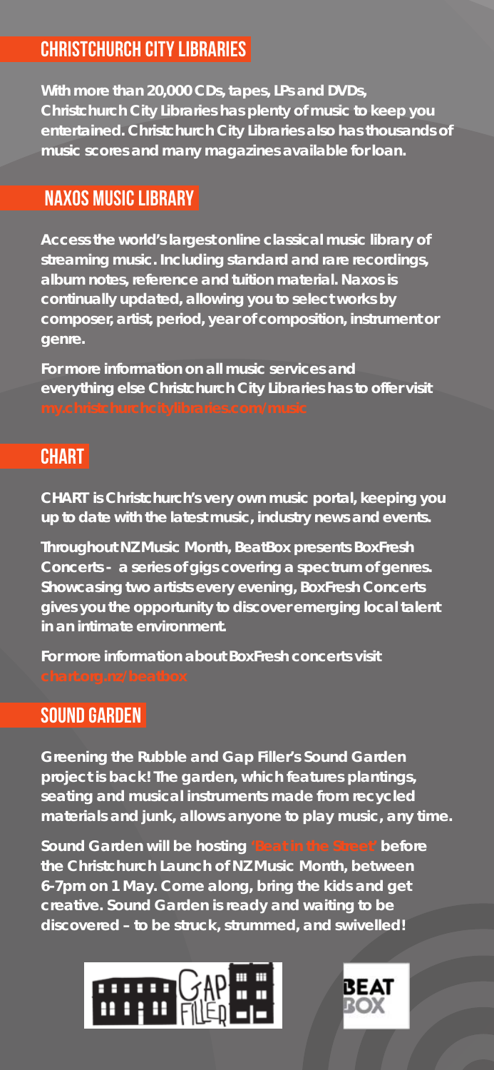## CHRISTCHURCH CITY LIBRARIES

With more than 20,000 CDs, tapes, LPs and DVDs, Christchurch City Libraries has plenty of music to keep you entertained. Christchurch City Libraries also has thousands of music scores and many magazines available for loan.

## NAXOS MUSIC LIBRARY

Access the world's largest online classical music library of streaming music. Including standard and rare recordings, album notes, reference and tuition material. Naxos is continually updated, allowing you to select works by composer, artist, period, year of composition, instrument or genre.

For more information on all music services and everything else Christchurch City Libraries has to offer visit my.christchurchcitylibraries.com/music

## CHART

CHART is Christchurch's very own music portal, keeping you up to date with the latest music, industry news and events.

Throughout NZ Music Month, BeatBox presents BoxFresh Concerts - a series of gigs covering a spectrum of genres. Showcasing two artists every evening, BoxFresh Concerts gives you the opportunity to discover emerging local talent in an intimate environment.

For more information about BoxFresh concerts visit chart.org.nz/beatbox

## SOUND GARDEN

Greening the Rubble and Gap Filler's Sound Garden project is back! The garden, which features plantings, seating and musical instruments made from recycled materials and junk, allows anyone to play music, any time.

Sound Garden will be hosting 'Beat in the Street' before the Christchurch Launch of NZ Music Month, between 6-7pm on 1 May. Come along, bring the kids and get creative. Sound Garden is ready and waiting to be discovered – to be struck, strummed, and swivelled!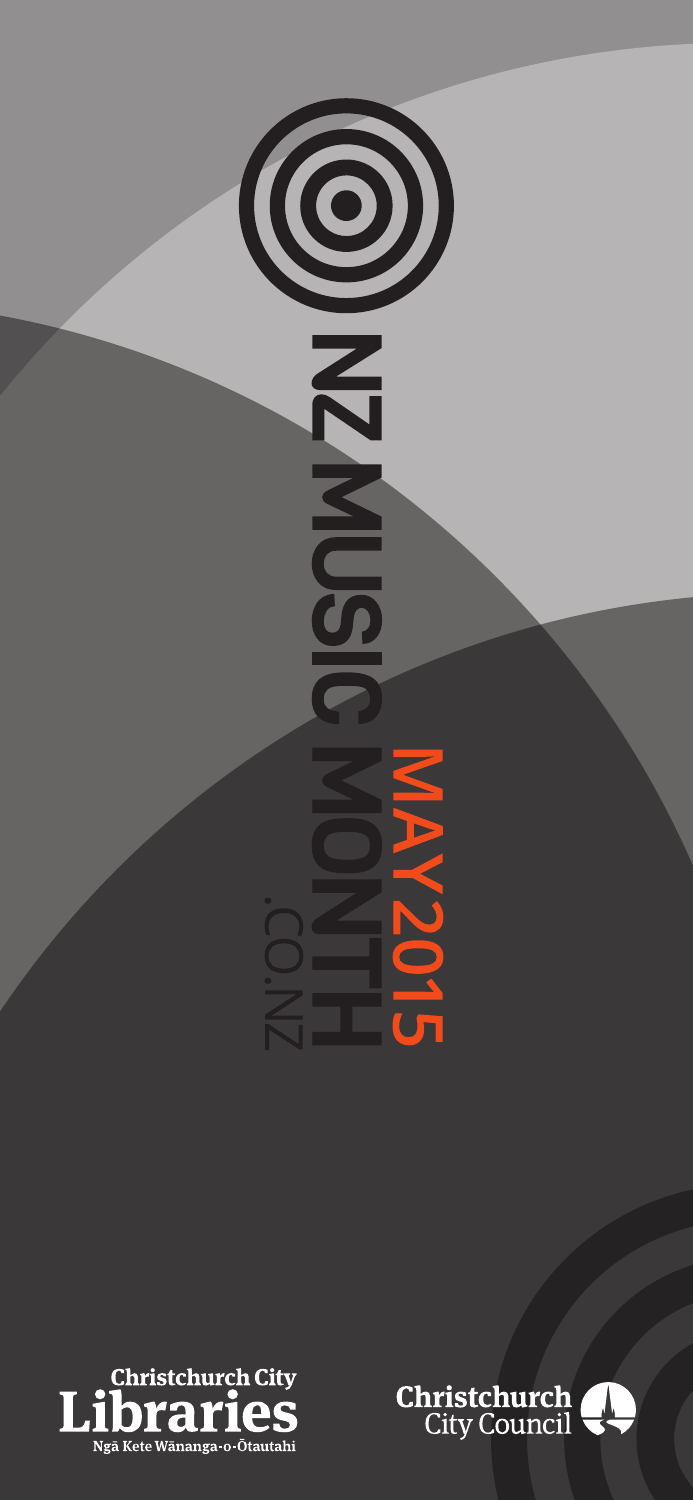# NZ MUSIC MONTH

MAY 2015

.CO.NZ

Christchurch City Libraries

Ngā Kete Wānanga-o-Ōtautahi

Christchurch City Council